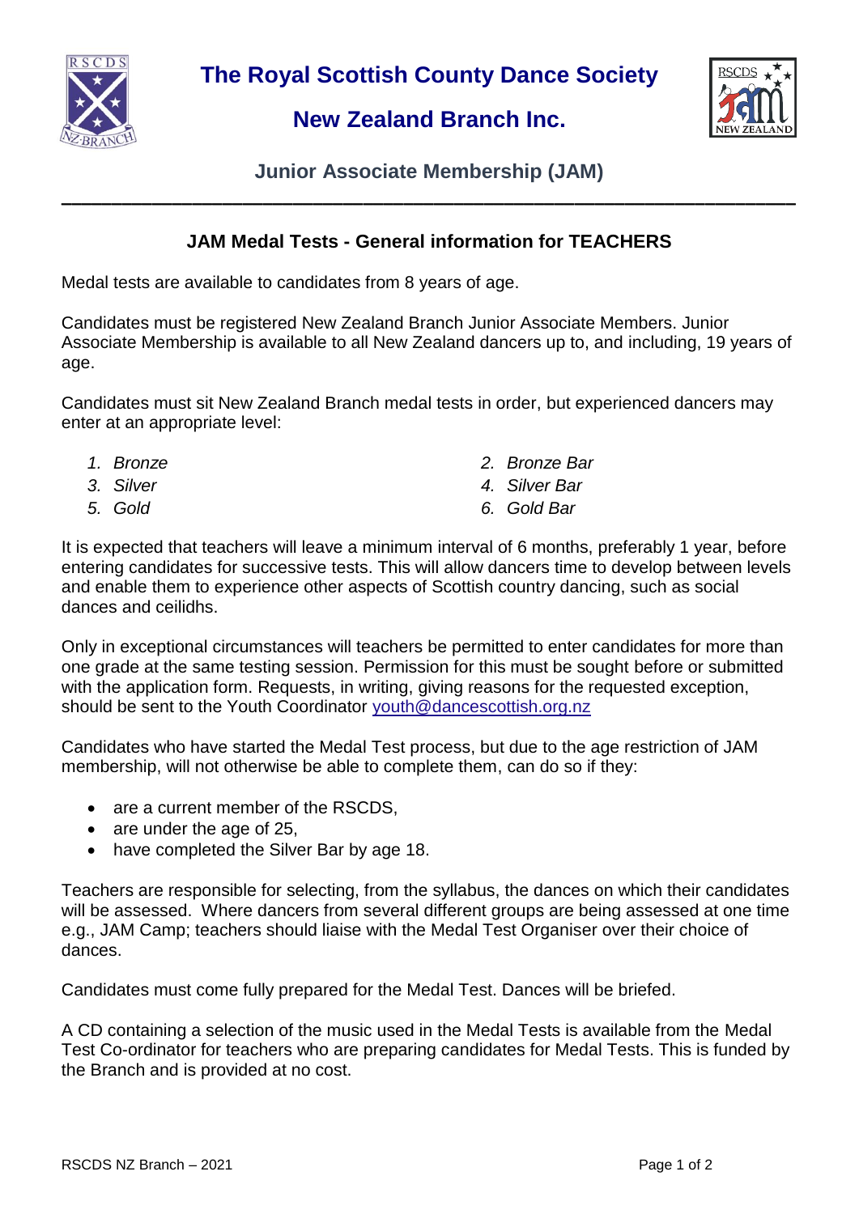# The Royal Scottish County Dance Society

## New Zealand Branch Inc.

### Junior Associate Membership (JAM)

---

### JAM Medal Tests - General information for TEACHERS

Medal tests are available to candidates from 8 years of age.

Candidates must be registered New Zealand Branch Junior Associate Members. Junior Associate Membership is available to all New Zealand dancers up to, and including, 19 years of age.

Candidates must sit New Zealand Branch medal tests in order, but experienced dancers may enter at an appropriate level:

1. *Bronze*
2. *Bronze Bar*
3. *Silver*
4. *Silver Bar*
5. *Gold*
6. *Gold Bar*

It is expected that teachers will leave a minimum interval of 6 months, preferably 1 year, before entering candidates for successive tests. This will allow dancers time to develop between levels and enable them to experience other aspects of Scottish country dancing, such as social dances and ceilidhs.

Only in exceptional circumstances will teachers be permitted to enter candidates for more than one grade at the same testing session. Permission for this must be sought before or submitted with the application form. Requests, in writing, giving reasons for the requested exception, should be sent to the Youth Coordinator [youth@dancescottish.org.nz](mailto:youth@dancescottish.org.nz)

Candidates who have started the Medal Test process, but due to the age restriction of JAM membership, will not otherwise be able to complete them, can do so if they:

- are a current member of the RSCDS,
- are under the age of 25,
- have completed the Silver Bar by age 18.

Teachers are responsible for selecting, from the syllabus, the dances on which their candidates will be assessed. Where dancers from several different groups are being assessed at one time e.g., JAM Camp; teachers should liaise with the Medal Test Organiser over their choice of dances.

Candidates must come fully prepared for the Medal Test. Dances will be briefed.

A CD containing a selection of the music used in the Medal Tests is available from the Medal Test Co-ordinator for teachers who are preparing candidates for Medal Tests. This is funded by the Branch and is provided at no cost.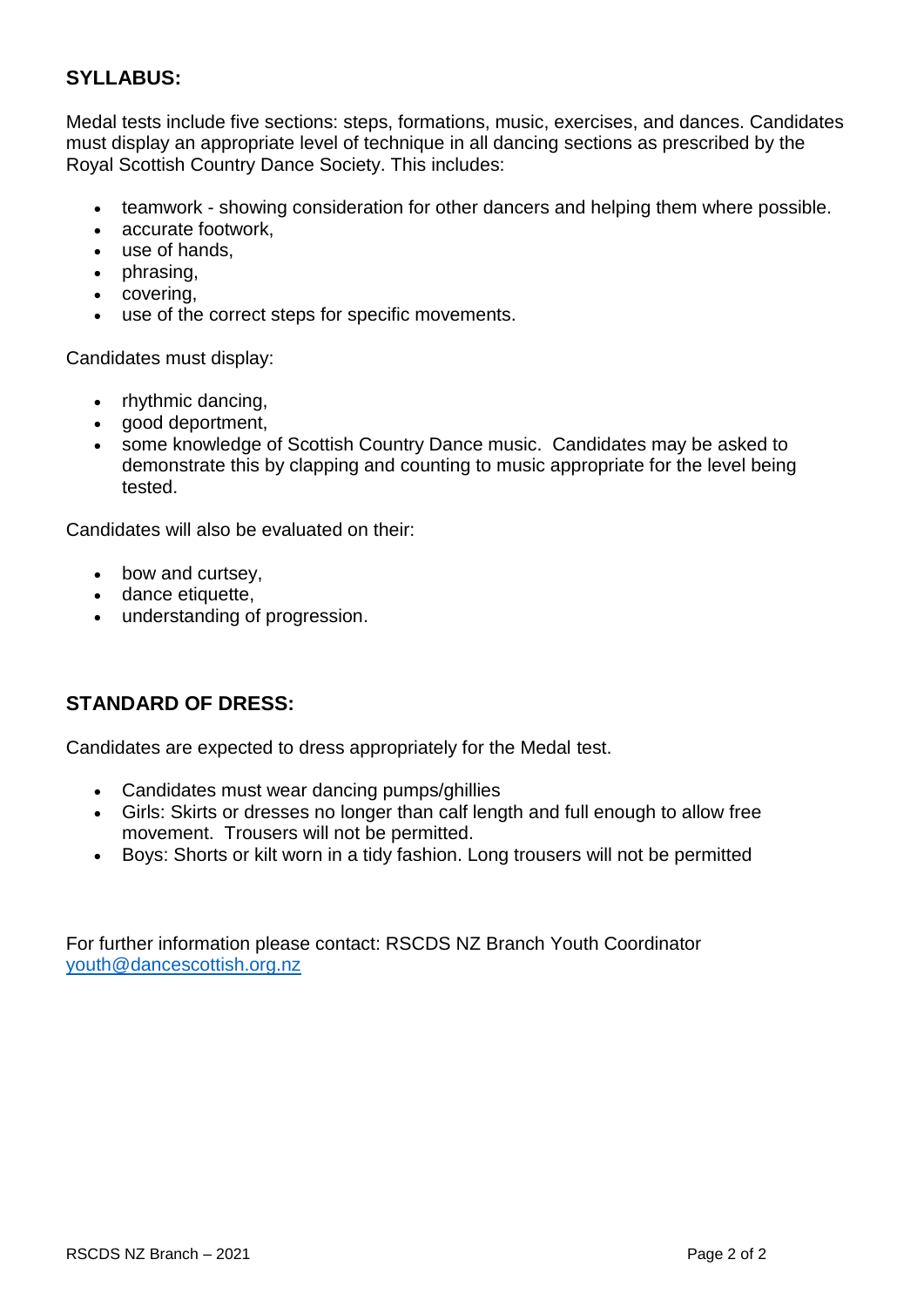## SYLLABUS:

Medal tests include five sections: steps, formations, music, exercises, and dances. Candidates must display an appropriate level of technique in all dancing sections as prescribed by the Royal Scottish Country Dance Society. This includes:

- teamwork - showing consideration for other dancers and helping them where possible.
- accurate footwork,
- use of hands,
- phrasing,
- covering,
- use of the correct steps for specific movements.

Candidates must display:

- rhythmic dancing,
- good deportment,
- some knowledge of Scottish Country Dance music. Candidates may be asked to demonstrate this by clapping and counting to music appropriate for the level being tested.

Candidates will also be evaluated on their:

- bow and curtsey,
- dance etiquette,
- understanding of progression.

## STANDARD OF DRESS:

Candidates are expected to dress appropriately for the Medal test.

- Candidates must wear dancing pumps/ghillies
- Girls: Skirts or dresses no longer than calf length and full enough to allow free movement. Trousers will not be permitted.
- Boys: Shorts or kilt worn in a tidy fashion. Long trousers will not be permitted

For further information please contact: RSCDS NZ Branch Youth Coordinator
youth@dancescottish.org.nz